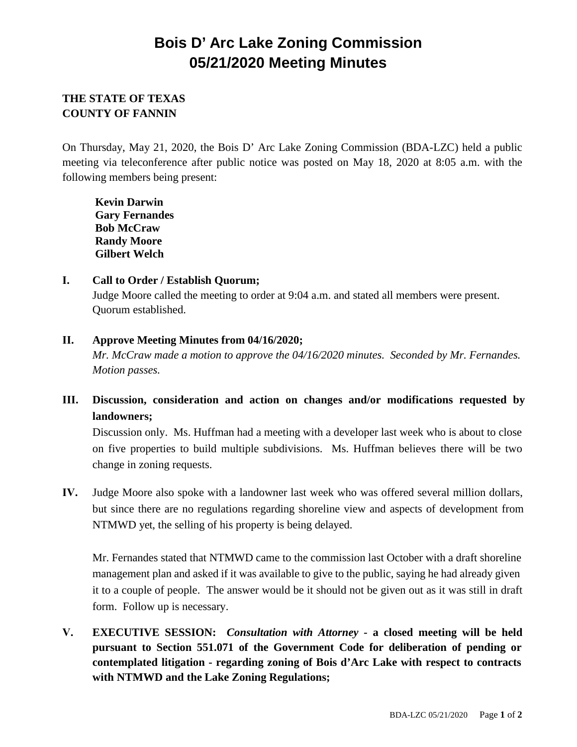# Bois D' Arc Lake Zoning Commission
# 05/21/2020 Meeting Minutes

**THE STATE OF TEXAS**
**COUNTY OF FANNIN**

On Thursday, May 21, 2020, the Bois D' Arc Lake Zoning Commission (BDA-LZC) held a public meeting via teleconference after public notice was posted on May 18, 2020 at 8:05 a.m. with the following members being present:

**Kevin Darwin**
**Gary Fernandes**
**Bob McCraw**
**Randy Moore**
**Gilbert Welch**

**I. Call to Order / Establish Quorum;**

Judge Moore called the meeting to order at 9:04 a.m. and stated all members were present. Quorum established.

**II. Approve Meeting Minutes from 04/16/2020;**

*Mr. McCraw made a motion to approve the 04/16/2020 minutes. Seconded by Mr. Fernandes. Motion passes.*

**III. Discussion, consideration and action on changes and/or modifications requested by landowners;**

Discussion only. Ms. Huffman had a meeting with a developer last week who is about to close on five properties to build multiple subdivisions. Ms. Huffman believes there will be two change in zoning requests.

**IV.** Judge Moore also spoke with a landowner last week who was offered several million dollars, but since there are no regulations regarding shoreline view and aspects of development from NTMWD yet, the selling of his property is being delayed.

Mr. Fernandes stated that NTMWD came to the commission last October with a draft shoreline management plan and asked if it was available to give to the public, saying he had already given it to a couple of people. The answer would be it should not be given out as it was still in draft form. Follow up is necessary.

**V. EXECUTIVE SESSION:** ***Consultation with Attorney*** **- a closed meeting will be held pursuant to Section 551.071 of the Government Code for deliberation of pending or contemplated litigation - regarding zoning of Bois d'Arc Lake with respect to contracts with NTMWD and the Lake Zoning Regulations;**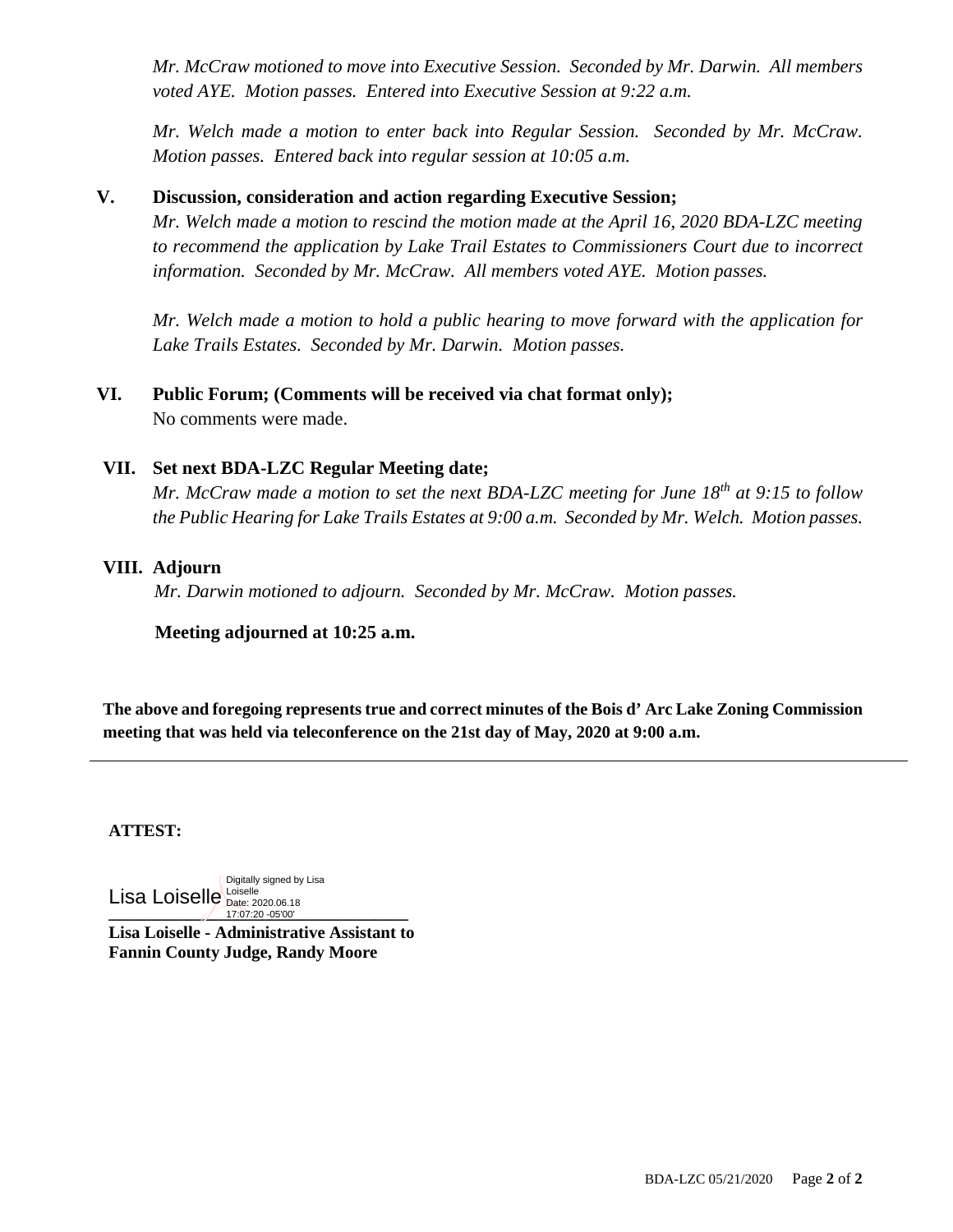*Mr. McCraw motioned to move into Executive Session. Seconded by Mr. Darwin. All members voted AYE. Motion passes. Entered into Executive Session at 9:22 a.m.*

*Mr. Welch made a motion to enter back into Regular Session. Seconded by Mr. McCraw. Motion passes. Entered back into regular session at 10:05 a.m.*

**V. Discussion, consideration and action regarding Executive Session;**

*Mr. Welch made a motion to rescind the motion made at the April 16, 2020 BDA-LZC meeting to recommend the application by Lake Trail Estates to Commissioners Court due to incorrect information. Seconded by Mr. McCraw. All members voted AYE. Motion passes.*

*Mr. Welch made a motion to hold a public hearing to move forward with the application for Lake Trails Estates. Seconded by Mr. Darwin. Motion passes.*

**VI. Public Forum; (Comments will be received via chat format only);**

No comments were made.

**VII. Set next BDA-LZC Regular Meeting date;**

*Mr. McCraw made a motion to set the next BDA-LZC meeting for June 18th at 9:15 to follow the Public Hearing for Lake Trails Estates at 9:00 a.m. Seconded by Mr. Welch. Motion passes.*

**VIII. Adjourn**

*Mr. Darwin motioned to adjourn. Seconded by Mr. McCraw. Motion passes.*

**Meeting adjourned at 10:25 a.m.**

**The above and foregoing represents true and correct minutes of the Bois d' Arc Lake Zoning Commission meeting that was held via teleconference on the 21st day of May, 2020 at 9:00 a.m.**

---

**ATTEST:**

Lisa Loiselle Digitally signed by Lisa Loiselle Date: 2020.06.18 17:07:20 -05'00'

**Lisa Loiselle - Administrative Assistant to Fannin County Judge, Randy Moore**